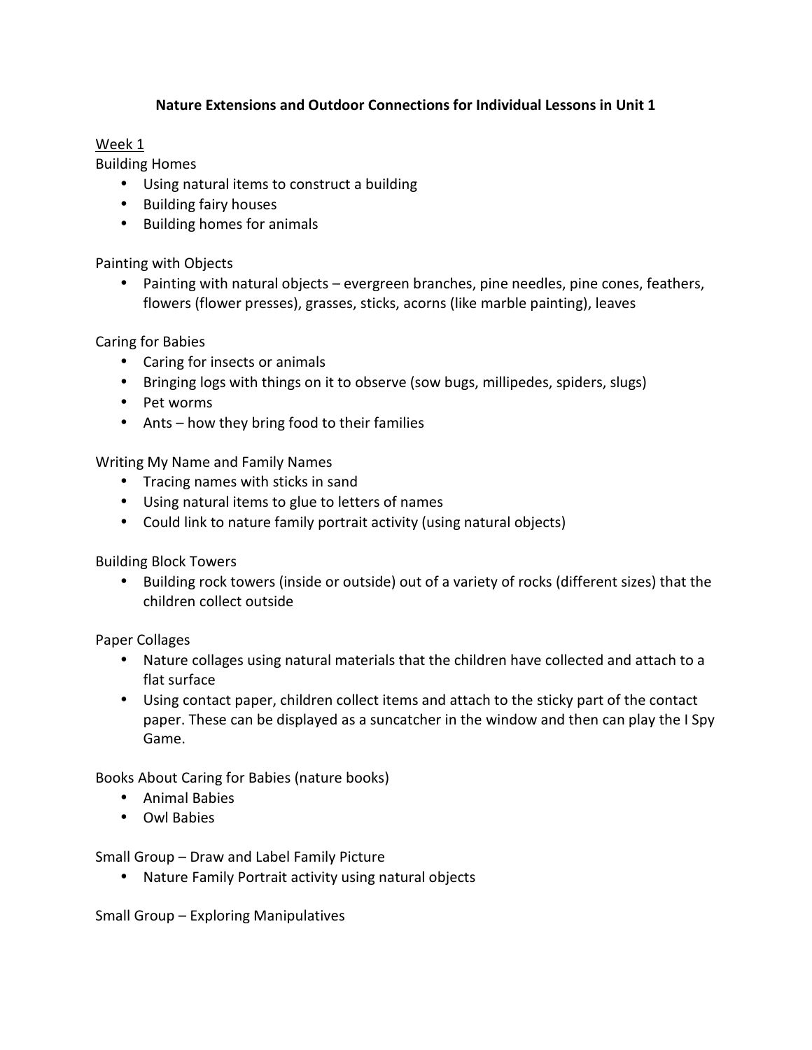# Nature Extensions and Outdoor Connections for Individual Lessons in Unit 1

## Week 1

### Building Homes

- Using natural items to construct a building
- Building fairy houses
- Building homes for animals

### Painting with Objects

- Painting with natural objects – evergreen branches, pine needles, pine cones, feathers, flowers (flower presses), grasses, sticks, acorns (like marble painting), leaves

### Caring for Babies

- Caring for insects or animals
- Bringing logs with things on it to observe (sow bugs, millipedes, spiders, slugs)
- Pet worms
- Ants – how they bring food to their families

### Writing My Name and Family Names

- Tracing names with sticks in sand
- Using natural items to glue to letters of names
- Could link to nature family portrait activity (using natural objects)

### Building Block Towers

- Building rock towers (inside or outside) out of a variety of rocks (different sizes) that the children collect outside

### Paper Collages

- Nature collages using natural materials that the children have collected and attach to a flat surface
- Using contact paper, children collect items and attach to the sticky part of the contact paper. These can be displayed as a suncatcher in the window and then can play the I Spy Game.

### Books About Caring for Babies (nature books)

- Animal Babies
- Owl Babies

### Small Group – Draw and Label Family Picture

- Nature Family Portrait activity using natural objects

### Small Group – Exploring Manipulatives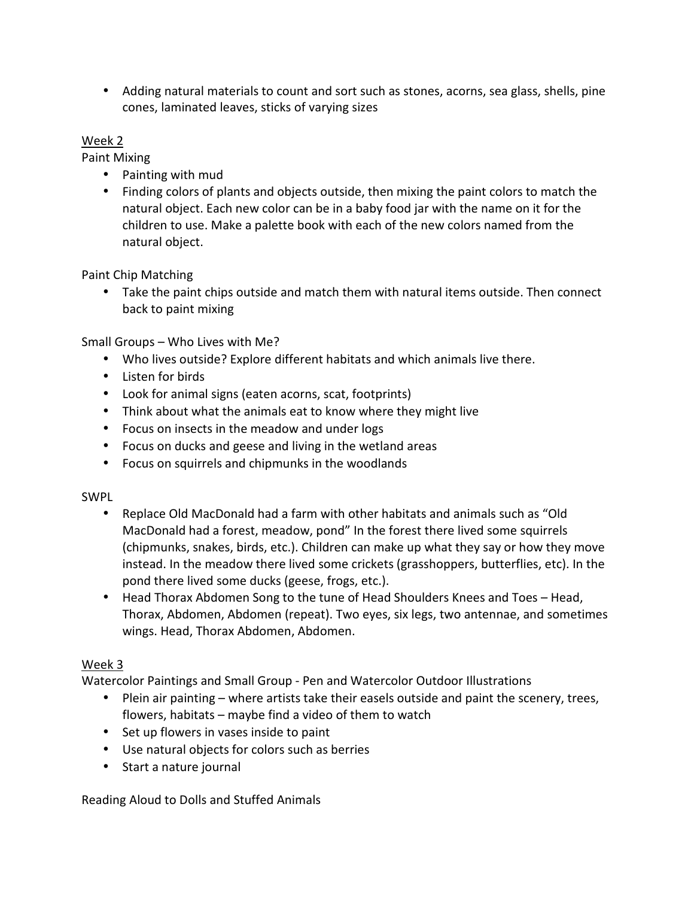- Adding natural materials to count and sort such as stones, acorns, sea glass, shells, pine cones, laminated leaves, sticks of varying sizes

<u>Week 2</u>

Paint Mixing

- Painting with mud
- Finding colors of plants and objects outside, then mixing the paint colors to match the natural object. Each new color can be in a baby food jar with the name on it for the children to use. Make a palette book with each of the new colors named from the natural object.

Paint Chip Matching

- Take the paint chips outside and match them with natural items outside. Then connect back to paint mixing

Small Groups – Who Lives with Me?

- Who lives outside? Explore different habitats and which animals live there.
- Listen for birds
- Look for animal signs (eaten acorns, scat, footprints)
- Think about what the animals eat to know where they might live
- Focus on insects in the meadow and under logs
- Focus on ducks and geese and living in the wetland areas
- Focus on squirrels and chipmunks in the woodlands

SWPL

- Replace Old MacDonald had a farm with other habitats and animals such as "Old MacDonald had a forest, meadow, pond" In the forest there lived some squirrels (chipmunks, snakes, birds, etc.). Children can make up what they say or how they move instead. In the meadow there lived some crickets (grasshoppers, butterflies, etc). In the pond there lived some ducks (geese, frogs, etc.).
- Head Thorax Abdomen Song to the tune of Head Shoulders Knees and Toes – Head, Thorax, Abdomen, Abdomen (repeat). Two eyes, six legs, two antennae, and sometimes wings. Head, Thorax Abdomen, Abdomen.

<u>Week 3</u>

Watercolor Paintings and Small Group - Pen and Watercolor Outdoor Illustrations

- Plein air painting – where artists take their easels outside and paint the scenery, trees, flowers, habitats – maybe find a video of them to watch
- Set up flowers in vases inside to paint
- Use natural objects for colors such as berries
- Start a nature journal

Reading Aloud to Dolls and Stuffed Animals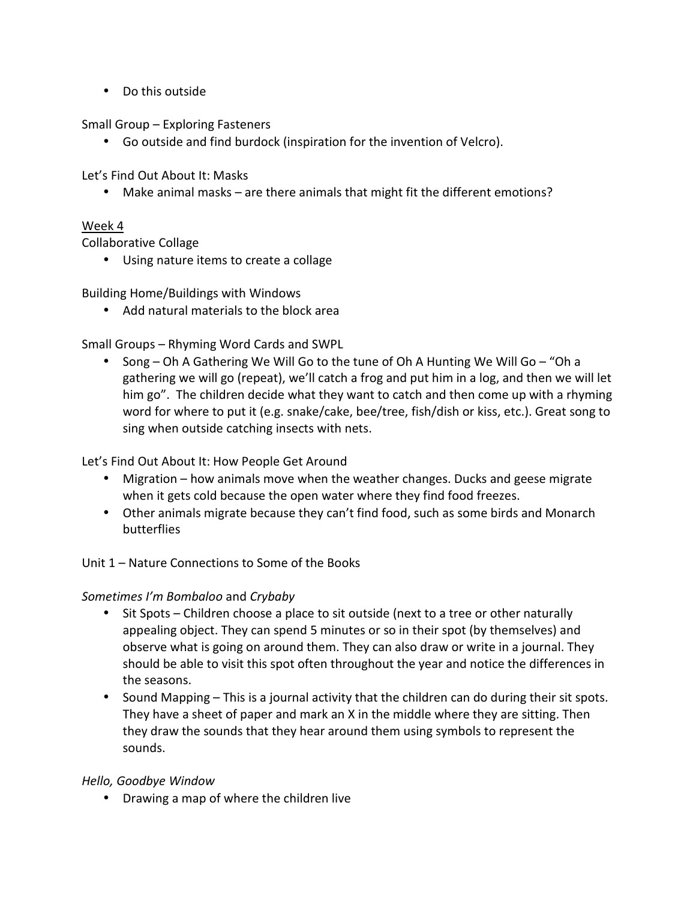- Do this outside

Small Group – Exploring Fasteners

- Go outside and find burdock (inspiration for the invention of Velcro).

Let's Find Out About It: Masks

- Make animal masks – are there animals that might fit the different emotions?

<u>Week 4</u>

Collaborative Collage

- Using nature items to create a collage

Building Home/Buildings with Windows

- Add natural materials to the block area

Small Groups – Rhyming Word Cards and SWPL

- Song – Oh A Gathering We Will Go to the tune of Oh A Hunting We Will Go – "Oh a gathering we will go (repeat), we'll catch a frog and put him in a log, and then we will let him go". The children decide what they want to catch and then come up with a rhyming word for where to put it (e.g. snake/cake, bee/tree, fish/dish or kiss, etc.). Great song to sing when outside catching insects with nets.

Let's Find Out About It: How People Get Around

- Migration – how animals move when the weather changes. Ducks and geese migrate when it gets cold because the open water where they find food freezes.
- Other animals migrate because they can't find food, such as some birds and Monarch butterflies

Unit 1 – Nature Connections to Some of the Books

*Sometimes I'm Bombaloo* and *Crybaby*

- Sit Spots – Children choose a place to sit outside (next to a tree or other naturally appealing object. They can spend 5 minutes or so in their spot (by themselves) and observe what is going on around them. They can also draw or write in a journal. They should be able to visit this spot often throughout the year and notice the differences in the seasons.
- Sound Mapping – This is a journal activity that the children can do during their sit spots. They have a sheet of paper and mark an X in the middle where they are sitting. Then they draw the sounds that they hear around them using symbols to represent the sounds.

*Hello, Goodbye Window*

- Drawing a map of where the children live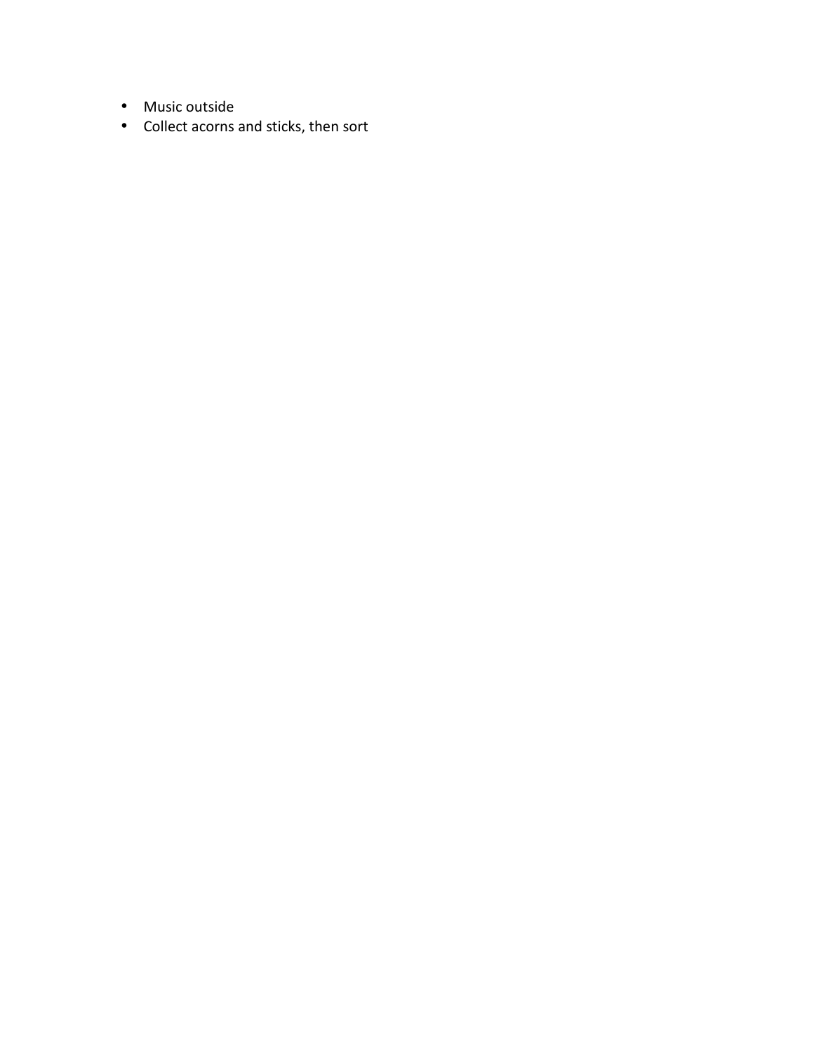- Music outside
- Collect acorns and sticks, then sort